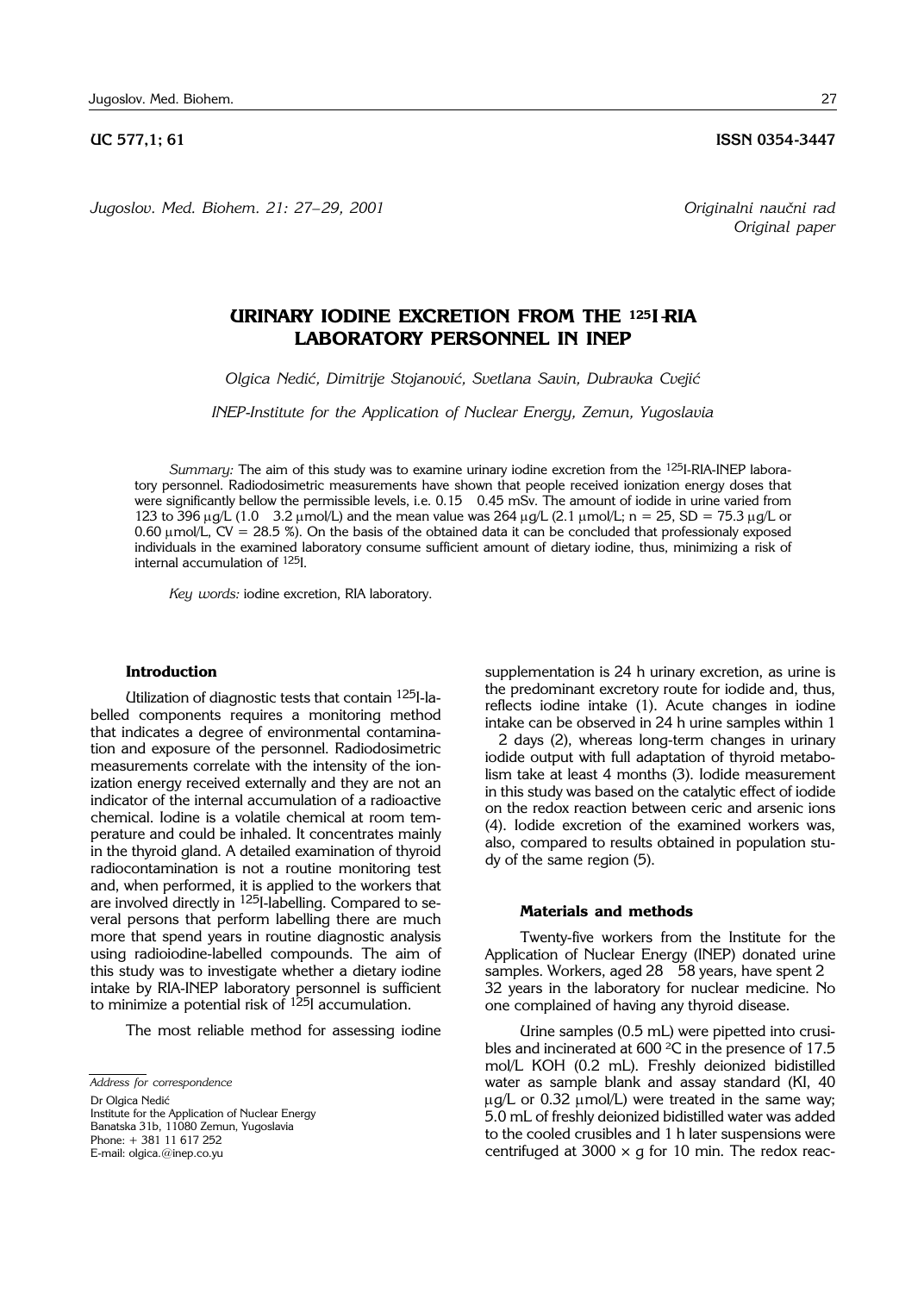UC 577,1; 61 ISSN 0354-3447

*Jugoslov. Med. Biohem. 21: 27–29, 2001*

*Originalni naučni rad*
*Original paper*

# URINARY IODINE EXCRETION FROM THE $^{125}$I-RIA LABORATORY PERSONNEL IN INEP

*Olgica Nedić, Dimitrije Stojanović, Svetlana Savin, Dubravka Cvejić*

*INEP-Institute for the Application of Nuclear Energy, Zemun, Yugoslavia*

*Summary:* The aim of this study was to examine urinary iodine excretion from the $^{125}$I-RIA-INEP laboratory personnel. Radiodosimetric measurements have shown that people received ionization energy doses that were significantly bellow the permissible levels, i.e. 0.15 0.45 mSv. The amount of iodide in urine varied from 123 to 396 μg/L (1.0 3.2 μmol/L) and the mean value was 264 μg/L (2.1 μmol/L; n = 25, SD = 75.3 μg/L or 0.60 μmol/L, CV = 28.5 %). On the basis of the obtained data it can be concluded that professionaly exposed individuals in the examined laboratory consume sufficient amount of dietary iodine, thus, minimizing a risk of internal accumulation of $^{125}$I.

*Key words:* iodine excretion, RIA laboratory.

## Introduction

Utilization of diagnostic tests that contain $^{125}$I-labelled components requires a monitoring method that indicates a degree of environmental contamination and exposure of the personnel. Radiodosimetric measurements correlate with the intensity of the ionization energy received externally and they are not an indicator of the internal accumulation of a radioactive chemical. Iodine is a volatile chemical at room temperature and could be inhaled. It concentrates mainly in the thyroid gland. A detailed examination of thyroid radiocontamination is not a routine monitoring test and, when performed, it is applied to the workers that are involved directly in $^{125}$I-labelling. Compared to several persons that perform labelling there are much more that spend years in routine diagnostic analysis using radioiodine-labelled compounds. The aim of this study was to investigate whether a dietary iodine intake by RIA-INEP laboratory personnel is sufficient to minimize a potential risk of $^{125}$I accumulation.

The most reliable method for assessing iodine supplementation is 24 h urinary excretion, as urine is the predominant excretory route for iodide and, thus, reflects iodine intake (1). Acute changes in iodine intake can be observed in 24 h urine samples within 1 2 days (2), whereas long-term changes in urinary iodide output with full adaptation of thyroid metabolism take at least 4 months (3). Iodide measurement in this study was based on the catalytic effect of iodide on the redox reaction between ceric and arsenic ions (4). Iodide excretion of the examined workers was, also, compared to results obtained in population study of the same region (5).

## Materials and methods

Twenty-five workers from the Institute for the Application of Nuclear Energy (INEP) donated urine samples. Workers, aged 28 58 years, have spent 2 32 years in the laboratory for nuclear medicine. No one complained of having any thyroid disease.

Urine samples (0.5 mL) were pipetted into crusibles and incinerated at 600 °C in the presence of 17.5 mol/L KOH (0.2 mL). Freshly deionized bidistilled water as sample blank and assay standard (KI, 40 μg/L or 0.32 μmol/L) were treated in the same way; 5.0 mL of freshly deionized bidistilled water was added to the cooled crusibles and 1 h later suspensions were centrifuged at 3000 × g for 10 min. The redox reac-

*Address for correspondence*

Dr Olgica Nedić
Institute for the Application of Nuclear Energy
Banatska 31b, 11080 Zemun, Yugoslavia
Phone: + 381 11 617 252
E-mail: olgica.@inep.co.yu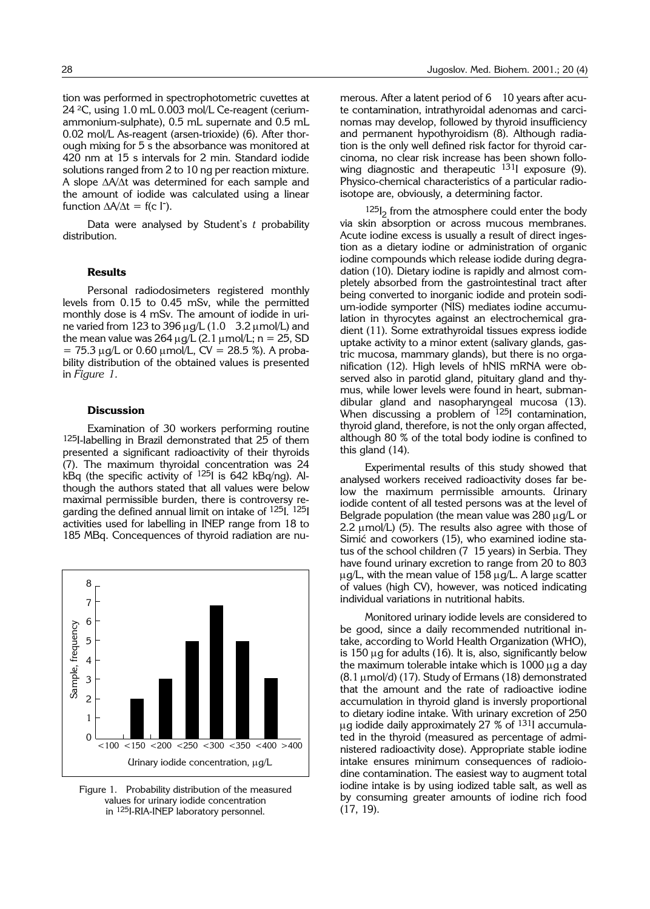tion was performed in spectrophotometric cuvettes at 24 °C, using 1.0 mL 0.003 mol/L Ce-reagent (cerium-ammonium-sulphate), 0.5 mL supernate and 0.5 mL 0.02 mol/L As-reagent (arsen-trioxide) (6). After thorough mixing for 5 s the absorbance was monitored at 420 nm at 15 s intervals for 2 min. Standard iodide solutions ranged from 2 to 10 ng per reaction mixture. A slope $\Delta A/\Delta t$ was determined for each sample and the amount of iodide was calculated using a linear function $\Delta A/\Delta t = f(c\ I^-)$.

Data were analysed by Student's *t* probability distribution.

### Results

Personal radiodosimeters registered monthly levels from 0.15 to 0.45 mSv, while the permitted monthly dose is 4 mSv. The amount of iodide in urine varied from 123 to 396 μg/L (1.0 3.2 μmol/L) and the mean value was 264 μg/L (2.1 μmol/L; n = 25, SD = 75.3 μg/L or 0.60 μmol/L, CV = 28.5 %). A probability distribution of the obtained values is presented in *Figure 1*.

### Discussion

Examination of 30 workers performing routine $^{125}$I-labelling in Brazil demonstrated that 25 of them presented a significant radioactivity of their thyroids (7). The maximum thyroidal concentration was 24 kBq (the specific activity of $^{125}$I is 642 kBq/ng). Although the authors stated that all values were below maximal permissible burden, there is controversy regarding the defined annual limit on intake of $^{125}$I. $^{125}$I activities used for labelling in INEP range from 18 to 185 MBq. Concequences of thyroid radiation are numerous. After a latent period of 6 10 years after acute contamination, intrathyroidal adenomas and carcinomas may develop, followed by thyroid insufficiency and permanent hypothyroidism (8). Although radiation is the only well defined risk factor for thyroid carcinoma, no clear risk increase has been shown following diagnostic and therapeutic $^{131}$I exposure (9). Physico-chemical characteristics of a particular radioisotope are, obviously, a determining factor.

| Urinary iodide concentration, μg/L | <100 | <150 | <200 | <250 | <300 | <350 | <400 | >400 |
|---|---|---|---|---|---|---|---|---|
| Sample, frequency | 0 | 2 | 3 | 5 | 7 | 5 | 3 | 0 |

Figure 1. Probability distribution of the measured values for urinary iodide concentration in $^{125}$I-RIA-INEP laboratory personnel.

$^{125}I_2$ from the atmosphere could enter the body via skin absorption or across mucous membranes. Acute iodine excess is usually a result of direct ingestion as a dietary iodine or administration of organic iodine compounds which release iodide during degradation (10). Dietary iodine is rapidly and almost completely absorbed from the gastrointestinal tract after being converted to inorganic iodide and protein sodium-iodide symporter (NIS) mediates iodine accumulation in thyrocytes against an electrochemical gradient (11). Some extrathyroidal tissues express iodide uptake activity to a minor extent (salivary glands, gastric mucosa, mammary glands), but there is no organification (12). High levels of hNIS mRNA were observed also in parotid gland, pituitary gland and thymus, while lower levels were found in heart, submandibular gland and nasopharyngeal mucosa (13). When discussing a problem of $^{125}$I contamination, thyroid gland, therefore, is not the only organ affected, although 80 % of the total body iodine is confined to this gland (14).

Experimental results of this study showed that analysed workers received radioactivity doses far below the maximum permissible amounts. Urinary iodide content of all tested persons was at the level of Belgrade population (the mean value was 280 μg/L or 2.2 μmol/L) (5). The results also agree with those of Simić and coworkers (15), who examined iodine status of the school children (7 15 years) in Serbia. They have found urinary excretion to range from 20 to 803 μg/L, with the mean value of 158 μg/L. A large scatter of values (high CV), however, was noticed indicating individual variations in nutritional habits.

Monitored urinary iodide levels are considered to be good, since a daily recommended nutritional intake, according to World Health Organization (WHO), is 150 μg for adults (16). It is, also, significantly below the maximum tolerable intake which is 1000 μg a day (8.1 μmol/d) (17). Study of Ermans (18) demonstrated that the amount and the rate of radioactive iodine accumulation in thyroid gland is inversly proportional to dietary iodine intake. With urinary excretion of 250 μg iodide daily approximately 27 % of $^{131}$I accumulated in the thyroid (measured as percentage of administered radioactivity dose). Appropriate stable iodine intake ensures minimum consequences of radioiodine contamination. The easiest way to augment total iodine intake is by using iodized table salt, as well as by consuming greater amounts of iodine rich food (17, 19).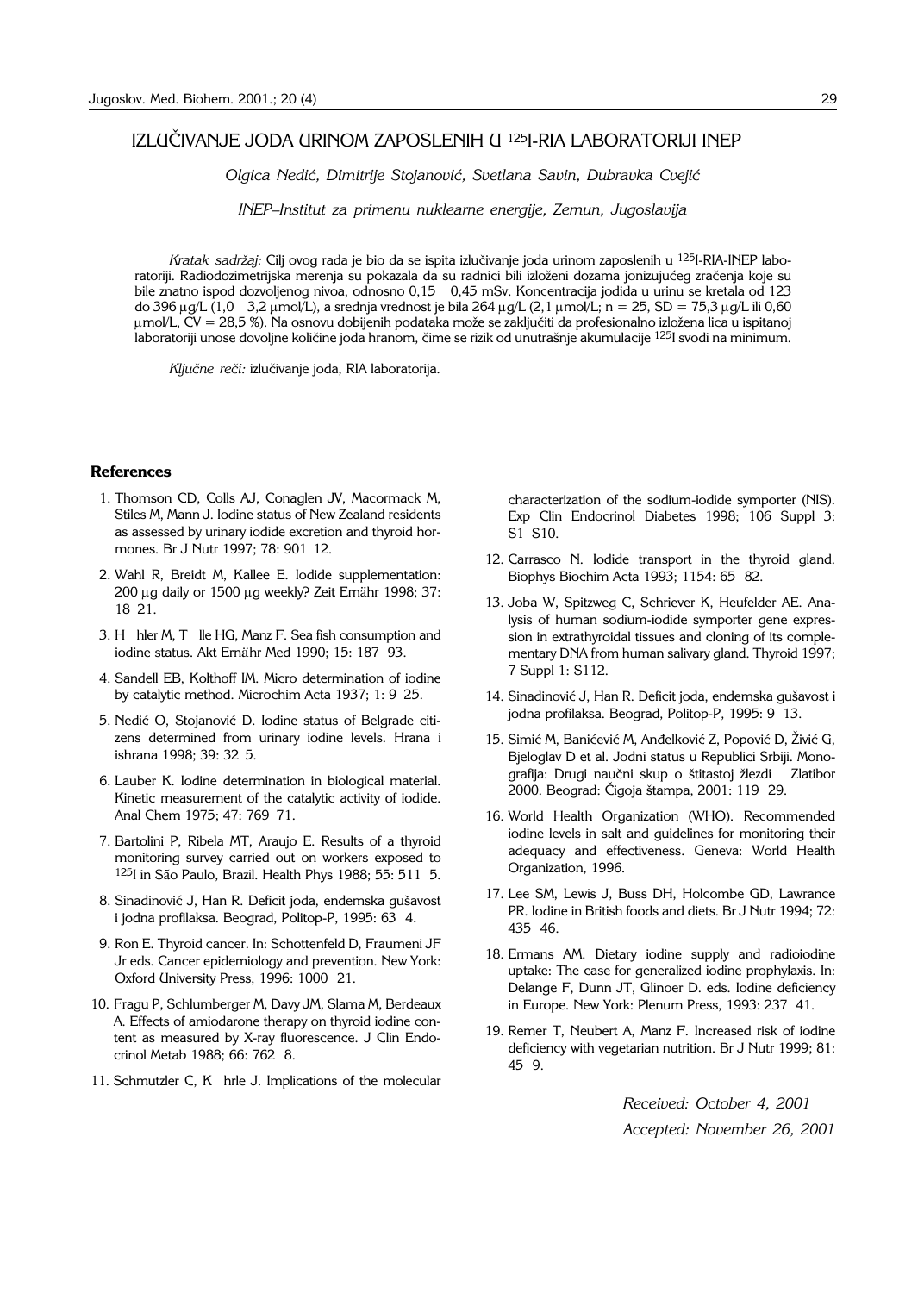# IZLUČIVANJE JODA URINOM ZAPOSLENIH U 125I-RIA LABORATORIJI INEP

*Olgica Nedić, Dimitrije Stojanović, Svetlana Savin, Dubravka Cvejić*

*INEP–Institut za primenu nuklearne energije, Zemun, Jugoslavija*

*Kratak sadržaj:* Cilj ovog rada je bio da se ispita izlučivanje joda urinom zaposlenih u 125I-RIA-INEP laboratoriji. Radiodozimetrijska merenja su pokazala da su radnici bili izloženi dozama jonizujućeg zračenja koje su bile znatno ispod dozvoljenog nivoa, odnosno 0,15 0,45 mSv. Koncentracija jodida u urinu se kretala od 123 do 396 μg/L (1,0 3,2 μmol/L), a srednja vrednost je bila 264 μg/L (2,1 μmol/L; n = 25, SD = 75,3 μg/L ili 0,60 μmol/L, CV = 28,5 %). Na osnovu dobijenih podataka može se zaključiti da profesionalno izložena lica u ispitanoj laboratoriji unose dovoljne količine joda hranom, čime se rizik od unutrašnje akumulacije 125I svodi na minimum.

*Ključne reči:* izlučivanje joda, RIA laboratorija.

## References

1. Thomson CD, Colls AJ, Conaglen JV, Macormack M, Stiles M, Mann J. Iodine status of New Zealand residents as assessed by urinary iodide excretion and thyroid hormones. Br J Nutr 1997; 78: 901 12.
2. Wahl R, Breidt M, Kallee E. Iodide supplementation: 200 μg daily or 1500 μg weekly? Zeit Ernähr 1998; 37: 18 21.
3. H hler M, T lle HG, Manz F. Sea fish consumption and iodine status. Akt Ernähr Med 1990; 15: 187 93.
4. Sandell EB, Kolthoff IM. Micro determination of iodine by catalytic method. Microchim Acta 1937; 1: 9 25.
5. Nedić O, Stojanović D. Iodine status of Belgrade citizens determined from urinary iodine levels. Hrana i ishrana 1998; 39: 32 5.
6. Lauber K. Iodine determination in biological material. Kinetic measurement of the catalytic activity of iodide. Anal Chem 1975; 47: 769 71.
7. Bartolini P, Ribela MT, Araujo E. Results of a thyroid monitoring survey carried out on workers exposed to 125I in São Paulo, Brazil. Health Phys 1988; 55: 511 5.
8. Sinadinović J, Han R. Deficit joda, endemska gušavost i jodna profilaksa. Beograd, Politop-P, 1995: 63 4.
9. Ron E. Thyroid cancer. In: Schottenfeld D, Fraumeni JF Jr eds. Cancer epidemiology and prevention. New York: Oxford University Press, 1996: 1000 21.
10. Fragu P, Schlumberger M, Davy JM, Slama M, Berdeaux A. Effects of amiodarone therapy on thyroid iodine content as measured by X-ray fluorescence. J Clin Endocrinol Metab 1988; 66: 762 8.
11. Schmutzler C, K hrle J. Implications of the molecular characterization of the sodium-iodide symporter (NIS). Exp Clin Endocrinol Diabetes 1998; 106 Suppl 3: S1 S10.
12. Carrasco N. Iodide transport in the thyroid gland. Biophys Biochim Acta 1993; 1154: 65 82.
13. Joba W, Spitzweg C, Schriever K, Heufelder AE. Analysis of human sodium-iodide symporter gene expression in extrathyroidal tissues and cloning of its complementary DNA from human salivary gland. Thyroid 1997; 7 Suppl 1: S112.
14. Sinadinović J, Han R. Deficit joda, endemska gušavost i jodna profilaksa. Beograd, Politop-P, 1995: 9 13.
15. Simić M, Banićević M, Anđelković Z, Popović D, Živić G, Bjeloglav D et al. Jodni status u Republici Srbiji. Monografija: Drugi naučni skup o štitastoj žlezdi Zlatibor 2000. Beograd: Čigoja štampa, 2001: 119 29.
16. World Health Organization (WHO). Recommended iodine levels in salt and guidelines for monitoring their adequacy and effectiveness. Geneva: World Health Organization, 1996.
17. Lee SM, Lewis J, Buss DH, Holcombe GD, Lawrance PR. Iodine in British foods and diets. Br J Nutr 1994; 72: 435 46.
18. Ermans AM. Dietary iodine supply and radioiodine uptake: The case for generalized iodine prophylaxis. In: Delange F, Dunn JT, Glinoer D. eds. Iodine deficiency in Europe. New York: Plenum Press, 1993: 237 41.
19. Remer T, Neubert A, Manz F. Increased risk of iodine deficiency with vegetarian nutrition. Br J Nutr 1999; 81: 45 9.

*Received: October 4, 2001*
*Accepted: November 26, 2001*